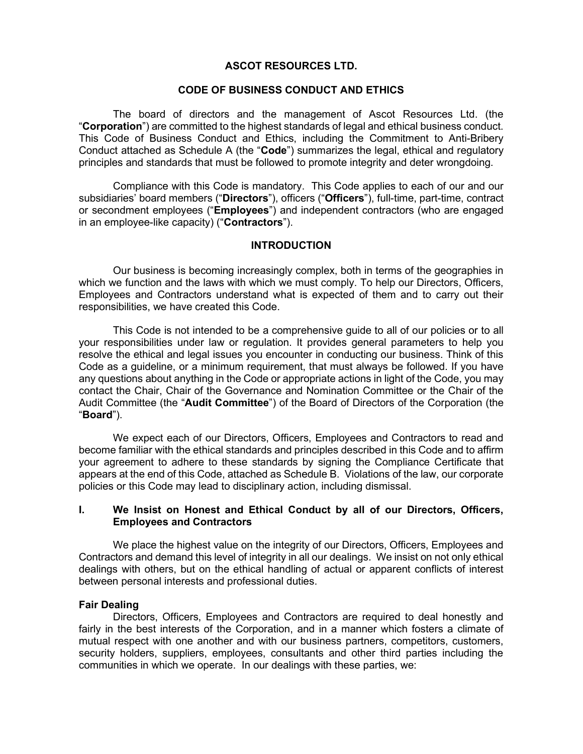# ASCOT RESOURCES LTD.

## CODE OF BUSINESS CONDUCT AND ETHICS

The board of directors and the management of Ascot Resources Ltd. (the "**Corporation**") are committed to the highest standards of legal and ethical business conduct. This Code of Business Conduct and Ethics, including the Commitment to Anti-Bribery Conduct attached as Schedule A (the "**Code**") summarizes the legal, ethical and regulatory principles and standards that must be followed to promote integrity and deter wrongdoing.

Compliance with this Code is mandatory. This Code applies to each of our and our subsidiaries' board members ("**Directors**"), officers ("**Officers**"), full-time, part-time, contract or secondment employees ("**Employees**") and independent contractors (who are engaged in an employee-like capacity) ("**Contractors**").

## INTRODUCTION

Our business is becoming increasingly complex, both in terms of the geographies in which we function and the laws with which we must comply. To help our Directors, Officers, Employees and Contractors understand what is expected of them and to carry out their responsibilities, we have created this Code.

This Code is not intended to be a comprehensive guide to all of our policies or to all your responsibilities under law or regulation. It provides general parameters to help you resolve the ethical and legal issues you encounter in conducting our business. Think of this Code as a guideline, or a minimum requirement, that must always be followed. If you have any questions about anything in the Code or appropriate actions in light of the Code, you may contact the Chair, Chair of the Governance and Nomination Committee or the Chair of the Audit Committee (the "**Audit Committee**") of the Board of Directors of the Corporation (the "**Board**").

We expect each of our Directors, Officers, Employees and Contractors to read and become familiar with the ethical standards and principles described in this Code and to affirm your agreement to adhere to these standards by signing the Compliance Certificate that appears at the end of this Code, attached as Schedule B. Violations of the law, our corporate policies or this Code may lead to disciplinary action, including dismissal.

## I. We Insist on Honest and Ethical Conduct by all of our Directors, Officers, Employees and Contractors

We place the highest value on the integrity of our Directors, Officers, Employees and Contractors and demand this level of integrity in all our dealings. We insist on not only ethical dealings with others, but on the ethical handling of actual or apparent conflicts of interest between personal interests and professional duties.

### Fair Dealing

Directors, Officers, Employees and Contractors are required to deal honestly and fairly in the best interests of the Corporation, and in a manner which fosters a climate of mutual respect with one another and with our business partners, competitors, customers, security holders, suppliers, employees, consultants and other third parties including the communities in which we operate. In our dealings with these parties, we: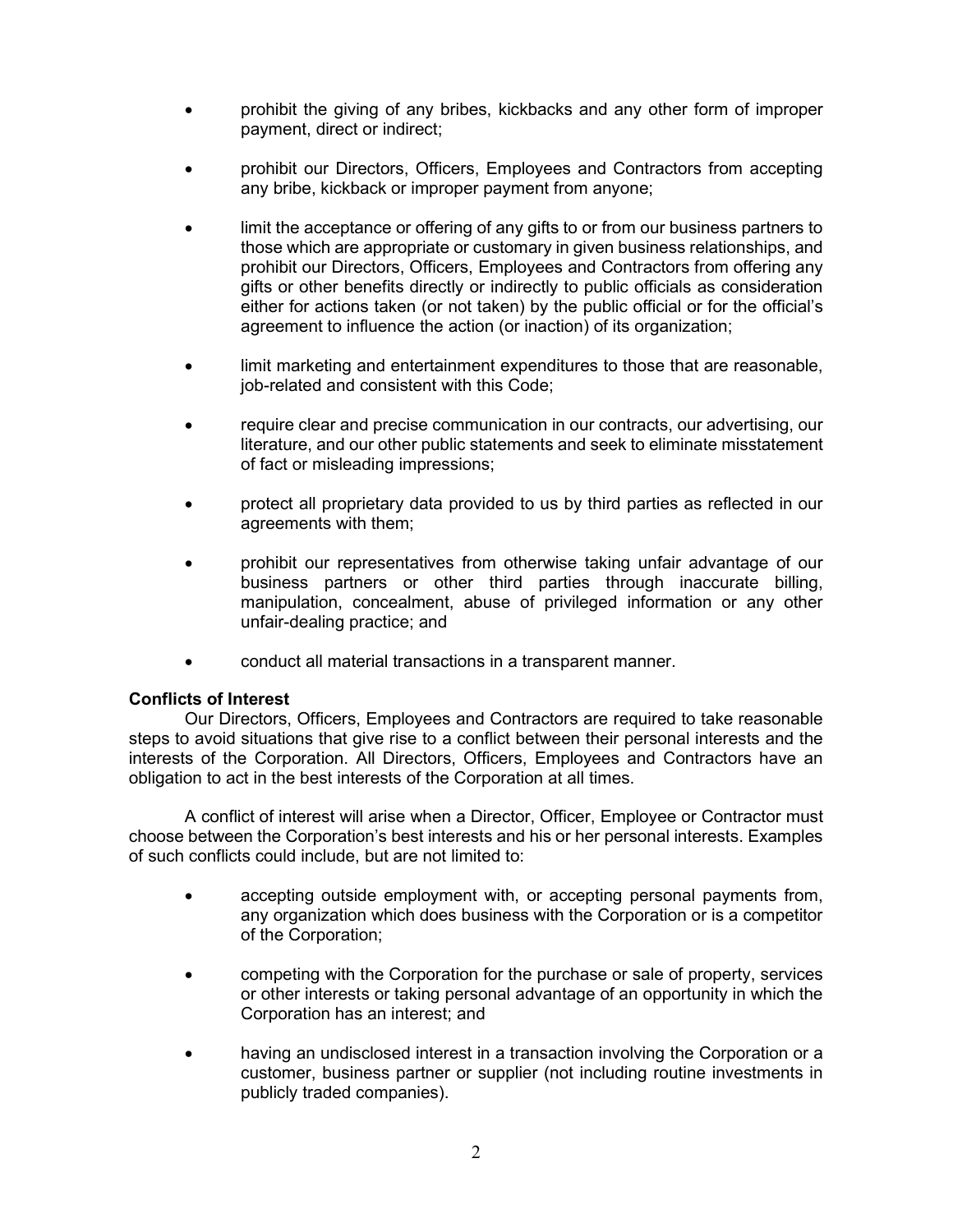- prohibit the giving of any bribes, kickbacks and any other form of improper payment, direct or indirect;

- prohibit our Directors, Officers, Employees and Contractors from accepting any bribe, kickback or improper payment from anyone;

- limit the acceptance or offering of any gifts to or from our business partners to those which are appropriate or customary in given business relationships, and prohibit our Directors, Officers, Employees and Contractors from offering any gifts or other benefits directly or indirectly to public officials as consideration either for actions taken (or not taken) by the public official or for the official's agreement to influence the action (or inaction) of its organization;

- limit marketing and entertainment expenditures to those that are reasonable, job-related and consistent with this Code;

- require clear and precise communication in our contracts, our advertising, our literature, and our other public statements and seek to eliminate misstatement of fact or misleading impressions;

- protect all proprietary data provided to us by third parties as reflected in our agreements with them;

- prohibit our representatives from otherwise taking unfair advantage of our business partners or other third parties through inaccurate billing, manipulation, concealment, abuse of privileged information or any other unfair-dealing practice; and

- conduct all material transactions in a transparent manner.

**Conflicts of Interest**

Our Directors, Officers, Employees and Contractors are required to take reasonable steps to avoid situations that give rise to a conflict between their personal interests and the interests of the Corporation. All Directors, Officers, Employees and Contractors have an obligation to act in the best interests of the Corporation at all times.

A conflict of interest will arise when a Director, Officer, Employee or Contractor must choose between the Corporation's best interests and his or her personal interests. Examples of such conflicts could include, but are not limited to:

- accepting outside employment with, or accepting personal payments from, any organization which does business with the Corporation or is a competitor of the Corporation;

- competing with the Corporation for the purchase or sale of property, services or other interests or taking personal advantage of an opportunity in which the Corporation has an interest; and

- having an undisclosed interest in a transaction involving the Corporation or a customer, business partner or supplier (not including routine investments in publicly traded companies).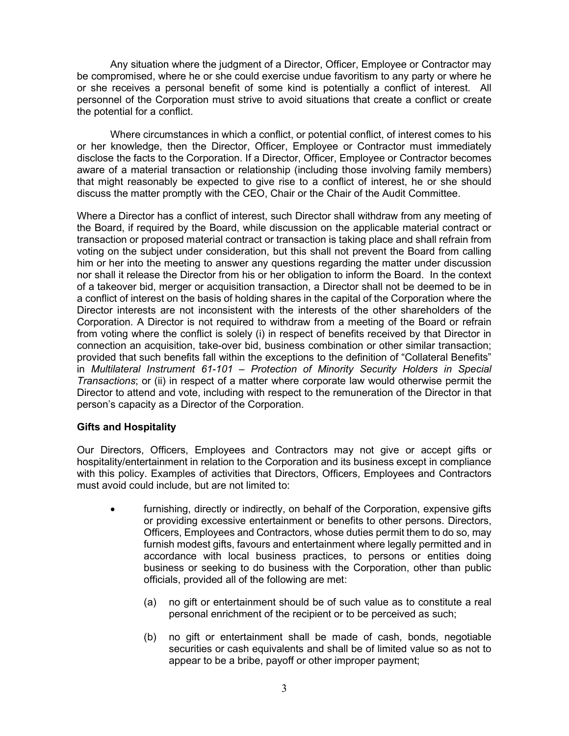Any situation where the judgment of a Director, Officer, Employee or Contractor may be compromised, where he or she could exercise undue favoritism to any party or where he or she receives a personal benefit of some kind is potentially a conflict of interest. All personnel of the Corporation must strive to avoid situations that create a conflict or create the potential for a conflict.

Where circumstances in which a conflict, or potential conflict, of interest comes to his or her knowledge, then the Director, Officer, Employee or Contractor must immediately disclose the facts to the Corporation. If a Director, Officer, Employee or Contractor becomes aware of a material transaction or relationship (including those involving family members) that might reasonably be expected to give rise to a conflict of interest, he or she should discuss the matter promptly with the CEO, Chair or the Chair of the Audit Committee.

Where a Director has a conflict of interest, such Director shall withdraw from any meeting of the Board, if required by the Board, while discussion on the applicable material contract or transaction or proposed material contract or transaction is taking place and shall refrain from voting on the subject under consideration, but this shall not prevent the Board from calling him or her into the meeting to answer any questions regarding the matter under discussion nor shall it release the Director from his or her obligation to inform the Board. In the context of a takeover bid, merger or acquisition transaction, a Director shall not be deemed to be in a conflict of interest on the basis of holding shares in the capital of the Corporation where the Director interests are not inconsistent with the interests of the other shareholders of the Corporation. A Director is not required to withdraw from a meeting of the Board or refrain from voting where the conflict is solely (i) in respect of benefits received by that Director in connection an acquisition, take-over bid, business combination or other similar transaction; provided that such benefits fall within the exceptions to the definition of "Collateral Benefits" in *Multilateral Instrument 61-101 – Protection of Minority Security Holders in Special Transactions*; or (ii) in respect of a matter where corporate law would otherwise permit the Director to attend and vote, including with respect to the remuneration of the Director in that person's capacity as a Director of the Corporation.

**Gifts and Hospitality**

Our Directors, Officers, Employees and Contractors may not give or accept gifts or hospitality/entertainment in relation to the Corporation and its business except in compliance with this policy. Examples of activities that Directors, Officers, Employees and Contractors must avoid could include, but are not limited to:

- furnishing, directly or indirectly, on behalf of the Corporation, expensive gifts or providing excessive entertainment or benefits to other persons. Directors, Officers, Employees and Contractors, whose duties permit them to do so, may furnish modest gifts, favours and entertainment where legally permitted and in accordance with local business practices, to persons or entities doing business or seeking to do business with the Corporation, other than public officials, provided all of the following are met:

    (a) no gift or entertainment should be of such value as to constitute a real personal enrichment of the recipient or to be perceived as such;

    (b) no gift or entertainment shall be made of cash, bonds, negotiable securities or cash equivalents and shall be of limited value so as not to appear to be a bribe, payoff or other improper payment;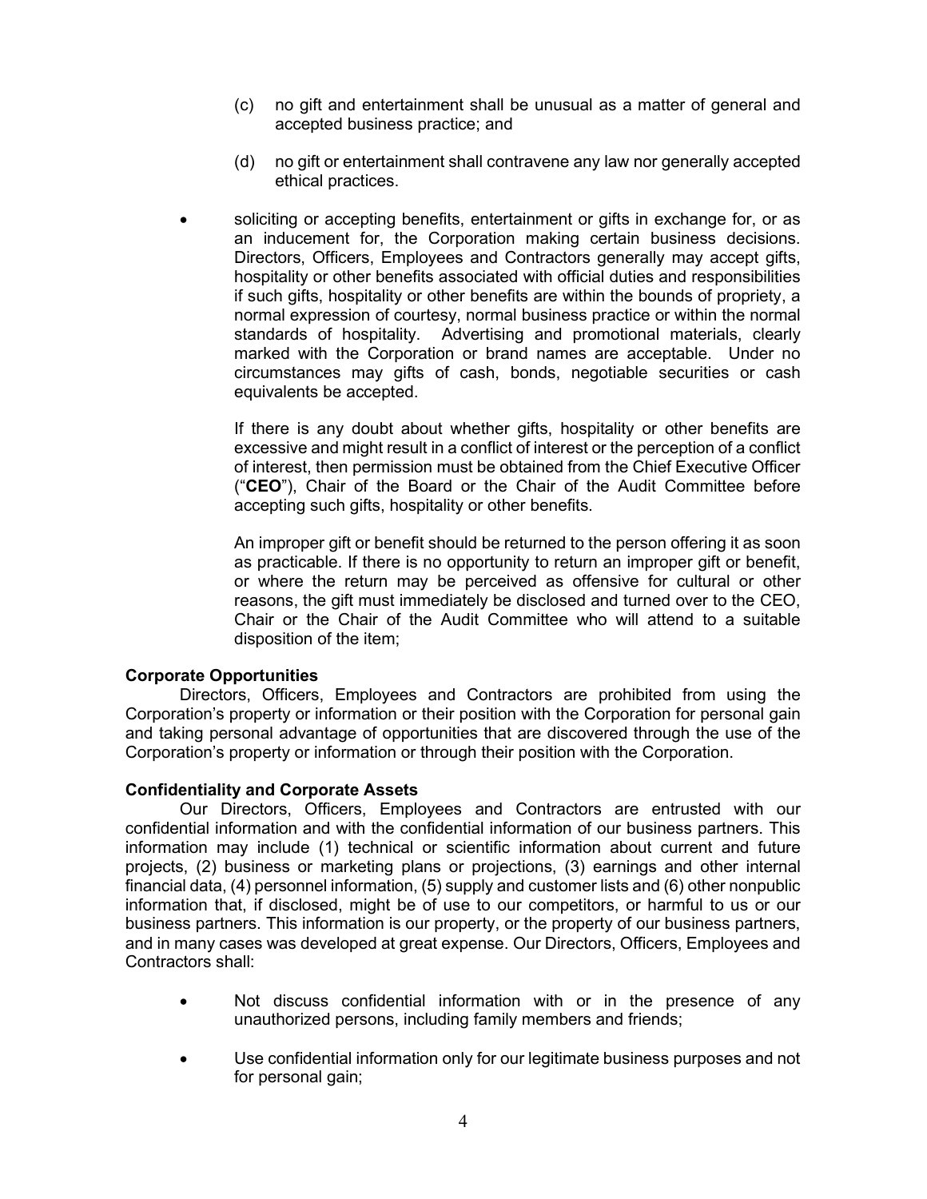(c) no gift and entertainment shall be unusual as a matter of general and accepted business practice; and

(d) no gift or entertainment shall contravene any law nor generally accepted ethical practices.

- soliciting or accepting benefits, entertainment or gifts in exchange for, or as an inducement for, the Corporation making certain business decisions. Directors, Officers, Employees and Contractors generally may accept gifts, hospitality or other benefits associated with official duties and responsibilities if such gifts, hospitality or other benefits are within the bounds of propriety, a normal expression of courtesy, normal business practice or within the normal standards of hospitality. Advertising and promotional materials, clearly marked with the Corporation or brand names are acceptable. Under no circumstances may gifts of cash, bonds, negotiable securities or cash equivalents be accepted.

  If there is any doubt about whether gifts, hospitality or other benefits are excessive and might result in a conflict of interest or the perception of a conflict of interest, then permission must be obtained from the Chief Executive Officer ("**CEO**"), Chair of the Board or the Chair of the Audit Committee before accepting such gifts, hospitality or other benefits.

  An improper gift or benefit should be returned to the person offering it as soon as practicable. If there is no opportunity to return an improper gift or benefit, or where the return may be perceived as offensive for cultural or other reasons, the gift must immediately be disclosed and turned over to the CEO, Chair or the Chair of the Audit Committee who will attend to a suitable disposition of the item;

**Corporate Opportunities**

Directors, Officers, Employees and Contractors are prohibited from using the Corporation's property or information or their position with the Corporation for personal gain and taking personal advantage of opportunities that are discovered through the use of the Corporation's property or information or through their position with the Corporation.

**Confidentiality and Corporate Assets**

Our Directors, Officers, Employees and Contractors are entrusted with our confidential information and with the confidential information of our business partners. This information may include (1) technical or scientific information about current and future projects, (2) business or marketing plans or projections, (3) earnings and other internal financial data, (4) personnel information, (5) supply and customer lists and (6) other nonpublic information that, if disclosed, might be of use to our competitors, or harmful to us or our business partners. This information is our property, or the property of our business partners, and in many cases was developed at great expense. Our Directors, Officers, Employees and Contractors shall:

- Not discuss confidential information with or in the presence of any unauthorized persons, including family members and friends;
- Use confidential information only for our legitimate business purposes and not for personal gain;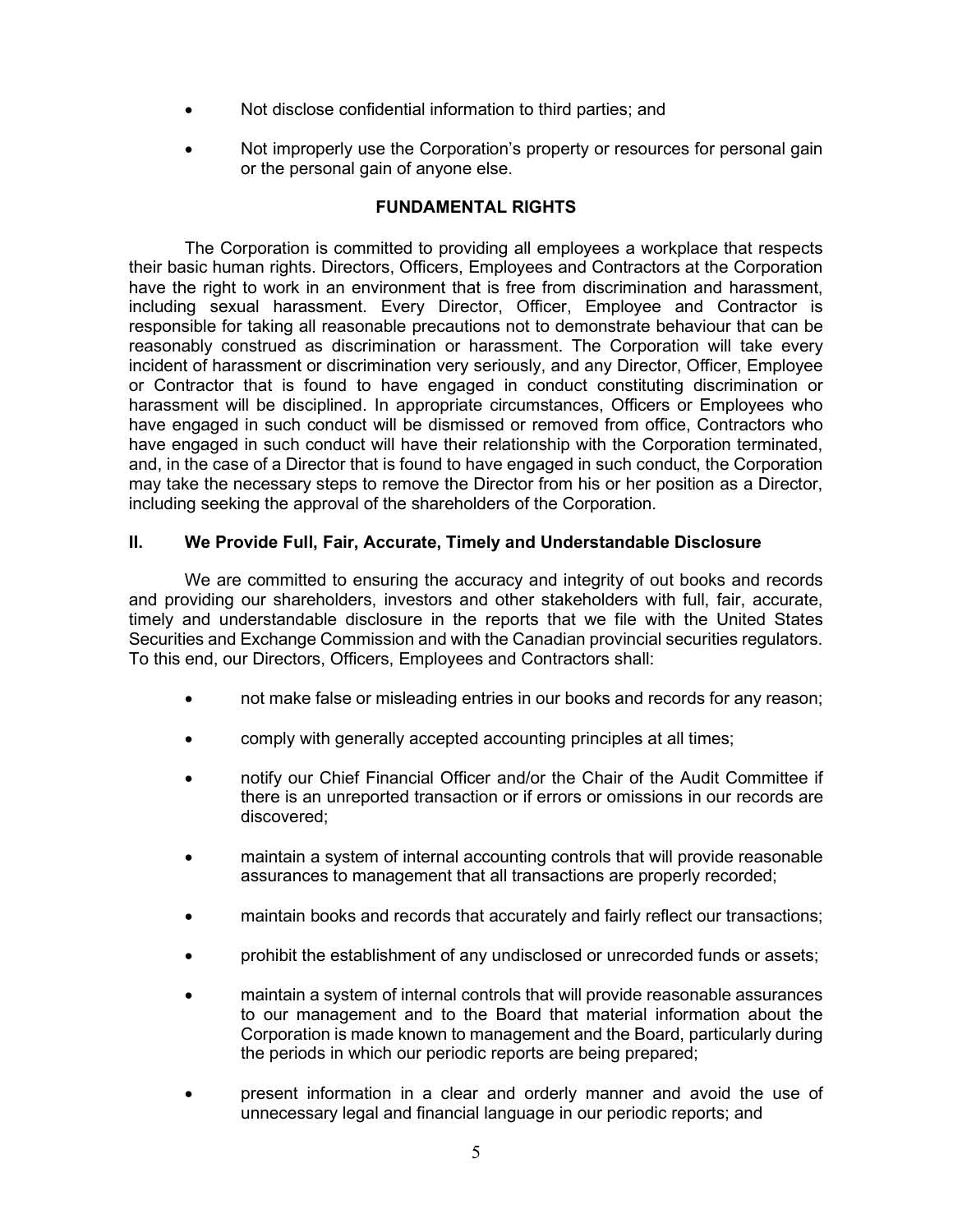- Not disclose confidential information to third parties; and
- Not improperly use the Corporation's property or resources for personal gain or the personal gain of anyone else.

**FUNDAMENTAL RIGHTS**

The Corporation is committed to providing all employees a workplace that respects their basic human rights. Directors, Officers, Employees and Contractors at the Corporation have the right to work in an environment that is free from discrimination and harassment, including sexual harassment. Every Director, Officer, Employee and Contractor is responsible for taking all reasonable precautions not to demonstrate behaviour that can be reasonably construed as discrimination or harassment. The Corporation will take every incident of harassment or discrimination very seriously, and any Director, Officer, Employee or Contractor that is found to have engaged in conduct constituting discrimination or harassment will be disciplined. In appropriate circumstances, Officers or Employees who have engaged in such conduct will be dismissed or removed from office, Contractors who have engaged in such conduct will have their relationship with the Corporation terminated, and, in the case of a Director that is found to have engaged in such conduct, the Corporation may take the necessary steps to remove the Director from his or her position as a Director, including seeking the approval of the shareholders of the Corporation.

## II. We Provide Full, Fair, Accurate, Timely and Understandable Disclosure

We are committed to ensuring the accuracy and integrity of out books and records and providing our shareholders, investors and other stakeholders with full, fair, accurate, timely and understandable disclosure in the reports that we file with the United States Securities and Exchange Commission and with the Canadian provincial securities regulators. To this end, our Directors, Officers, Employees and Contractors shall:

- not make false or misleading entries in our books and records for any reason;
- comply with generally accepted accounting principles at all times;
- notify our Chief Financial Officer and/or the Chair of the Audit Committee if there is an unreported transaction or if errors or omissions in our records are discovered;
- maintain a system of internal accounting controls that will provide reasonable assurances to management that all transactions are properly recorded;
- maintain books and records that accurately and fairly reflect our transactions;
- prohibit the establishment of any undisclosed or unrecorded funds or assets;
- maintain a system of internal controls that will provide reasonable assurances to our management and to the Board that material information about the Corporation is made known to management and the Board, particularly during the periods in which our periodic reports are being prepared;
- present information in a clear and orderly manner and avoid the use of unnecessary legal and financial language in our periodic reports; and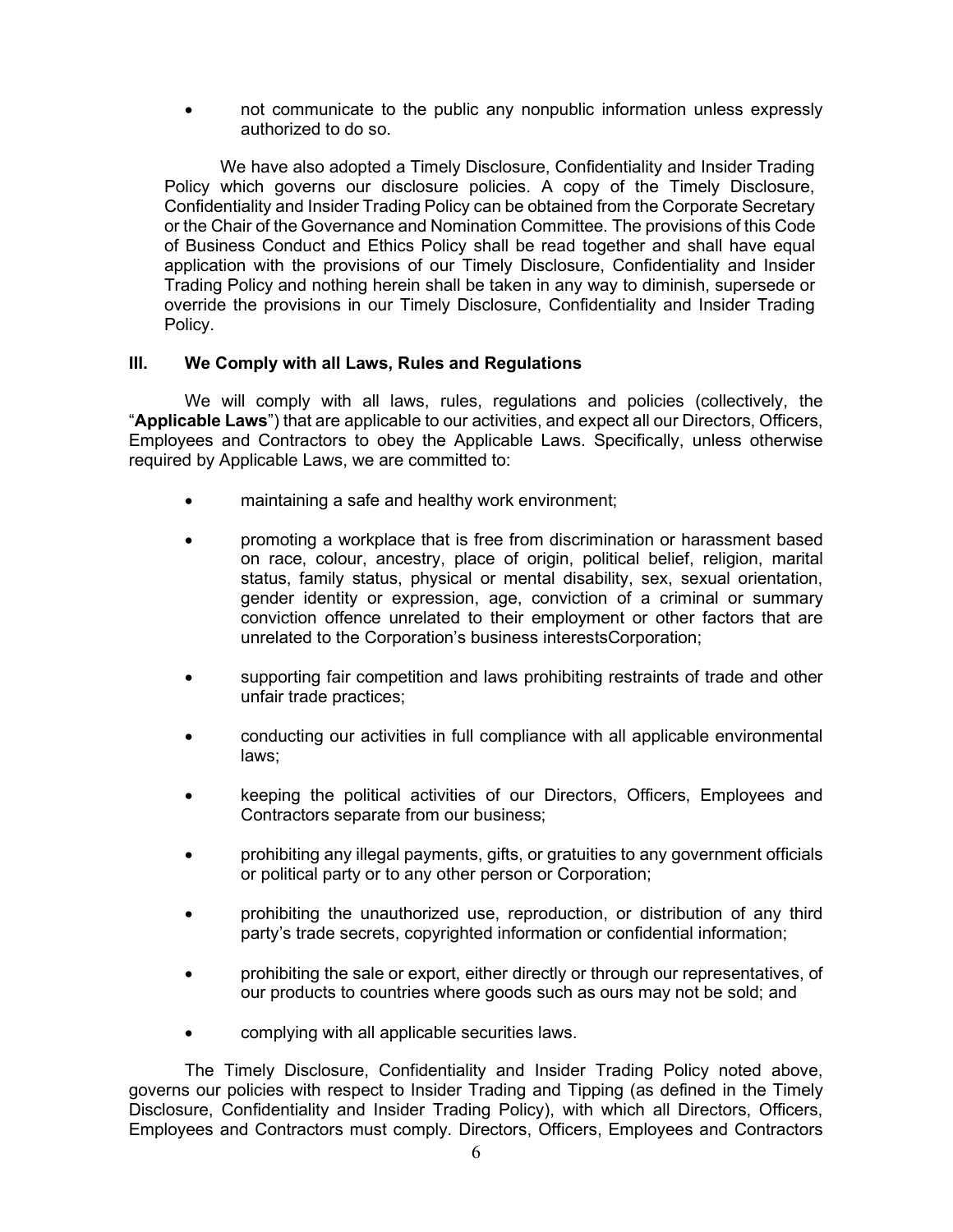- not communicate to the public any nonpublic information unless expressly authorized to do so.

We have also adopted a Timely Disclosure, Confidentiality and Insider Trading Policy which governs our disclosure policies. A copy of the Timely Disclosure, Confidentiality and Insider Trading Policy can be obtained from the Corporate Secretary or the Chair of the Governance and Nomination Committee. The provisions of this Code of Business Conduct and Ethics Policy shall be read together and shall have equal application with the provisions of our Timely Disclosure, Confidentiality and Insider Trading Policy and nothing herein shall be taken in any way to diminish, supersede or override the provisions in our Timely Disclosure, Confidentiality and Insider Trading Policy.

## III. We Comply with all Laws, Rules and Regulations

We will comply with all laws, rules, regulations and policies (collectively, the "**Applicable Laws**") that are applicable to our activities, and expect all our Directors, Officers, Employees and Contractors to obey the Applicable Laws. Specifically, unless otherwise required by Applicable Laws, we are committed to:

- maintaining a safe and healthy work environment;
- promoting a workplace that is free from discrimination or harassment based on race, colour, ancestry, place of origin, political belief, religion, marital status, family status, physical or mental disability, sex, sexual orientation, gender identity or expression, age, conviction of a criminal or summary conviction offence unrelated to their employment or other factors that are unrelated to the Corporation's business interestsCorporation;
- supporting fair competition and laws prohibiting restraints of trade and other unfair trade practices;
- conducting our activities in full compliance with all applicable environmental laws;
- keeping the political activities of our Directors, Officers, Employees and Contractors separate from our business;
- prohibiting any illegal payments, gifts, or gratuities to any government officials or political party or to any other person or Corporation;
- prohibiting the unauthorized use, reproduction, or distribution of any third party's trade secrets, copyrighted information or confidential information;
- prohibiting the sale or export, either directly or through our representatives, of our products to countries where goods such as ours may not be sold; and
- complying with all applicable securities laws.

The Timely Disclosure, Confidentiality and Insider Trading Policy noted above, governs our policies with respect to Insider Trading and Tipping (as defined in the Timely Disclosure, Confidentiality and Insider Trading Policy), with which all Directors, Officers, Employees and Contractors must comply. Directors, Officers, Employees and Contractors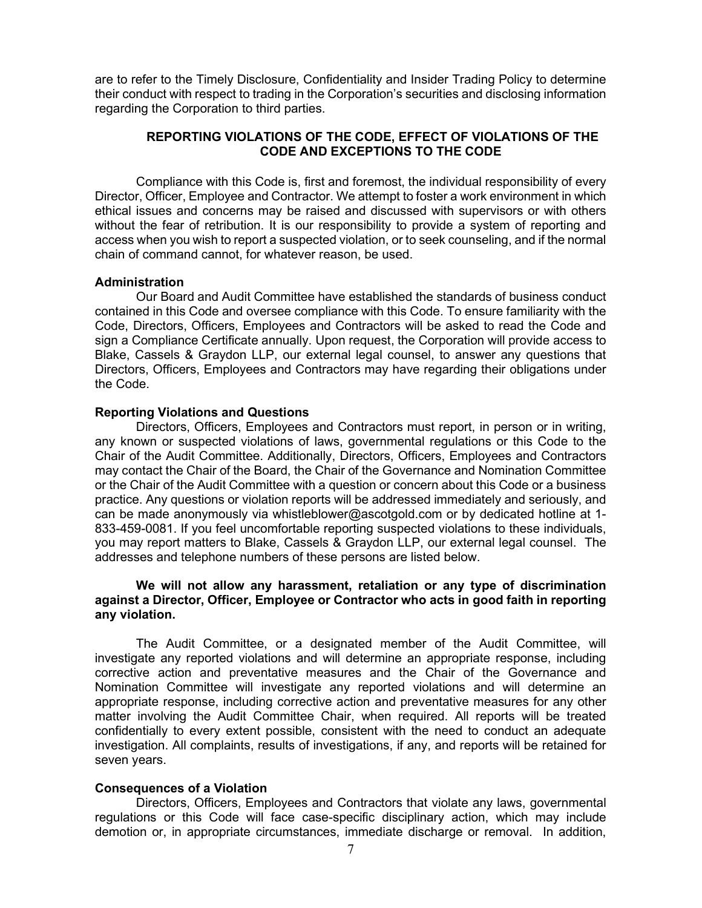are to refer to the Timely Disclosure, Confidentiality and Insider Trading Policy to determine their conduct with respect to trading in the Corporation's securities and disclosing information regarding the Corporation to third parties.

## REPORTING VIOLATIONS OF THE CODE, EFFECT OF VIOLATIONS OF THE CODE AND EXCEPTIONS TO THE CODE

Compliance with this Code is, first and foremost, the individual responsibility of every Director, Officer, Employee and Contractor. We attempt to foster a work environment in which ethical issues and concerns may be raised and discussed with supervisors or with others without the fear of retribution. It is our responsibility to provide a system of reporting and access when you wish to report a suspected violation, or to seek counseling, and if the normal chain of command cannot, for whatever reason, be used.

### Administration

Our Board and Audit Committee have established the standards of business conduct contained in this Code and oversee compliance with this Code. To ensure familiarity with the Code, Directors, Officers, Employees and Contractors will be asked to read the Code and sign a Compliance Certificate annually. Upon request, the Corporation will provide access to Blake, Cassels & Graydon LLP, our external legal counsel, to answer any questions that Directors, Officers, Employees and Contractors may have regarding their obligations under the Code.

### Reporting Violations and Questions

Directors, Officers, Employees and Contractors must report, in person or in writing, any known or suspected violations of laws, governmental regulations or this Code to the Chair of the Audit Committee. Additionally, Directors, Officers, Employees and Contractors may contact the Chair of the Board, the Chair of the Governance and Nomination Committee or the Chair of the Audit Committee with a question or concern about this Code or a business practice. Any questions or violation reports will be addressed immediately and seriously, and can be made anonymously via whistleblower@ascotgold.com or by dedicated hotline at 1-833-459-0081. If you feel uncomfortable reporting suspected violations to these individuals, you may report matters to Blake, Cassels & Graydon LLP, our external legal counsel. The addresses and telephone numbers of these persons are listed below.

**We will not allow any harassment, retaliation or any type of discrimination against a Director, Officer, Employee or Contractor who acts in good faith in reporting any violation.**

The Audit Committee, or a designated member of the Audit Committee, will investigate any reported violations and will determine an appropriate response, including corrective action and preventative measures and the Chair of the Governance and Nomination Committee will investigate any reported violations and will determine an appropriate response, including corrective action and preventative measures for any other matter involving the Audit Committee Chair, when required. All reports will be treated confidentially to every extent possible, consistent with the need to conduct an adequate investigation. All complaints, results of investigations, if any, and reports will be retained for seven years.

### Consequences of a Violation

Directors, Officers, Employees and Contractors that violate any laws, governmental regulations or this Code will face case-specific disciplinary action, which may include demotion or, in appropriate circumstances, immediate discharge or removal. In addition,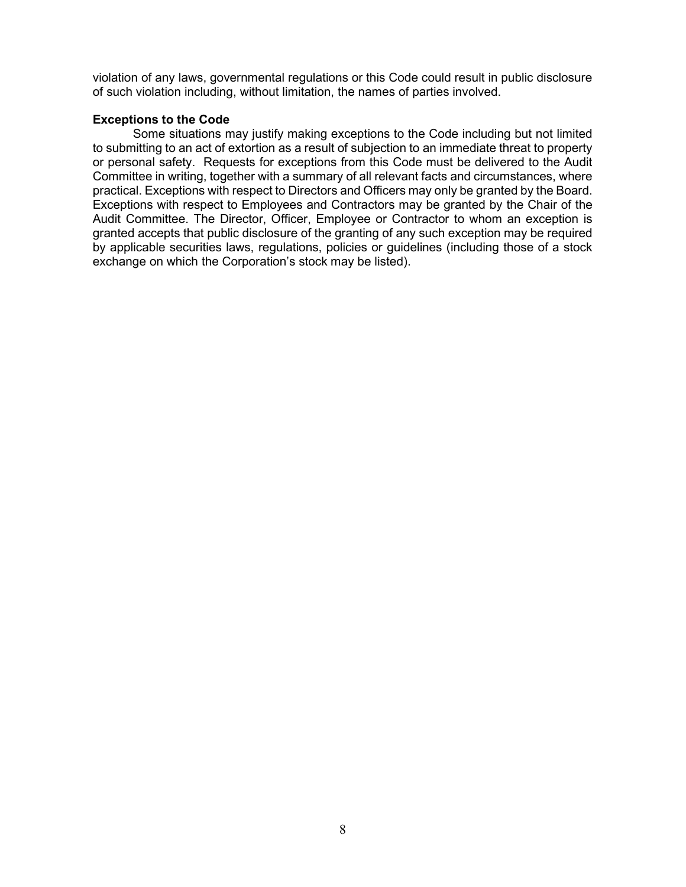violation of any laws, governmental regulations or this Code could result in public disclosure of such violation including, without limitation, the names of parties involved.

**Exceptions to the Code**

Some situations may justify making exceptions to the Code including but not limited to submitting to an act of extortion as a result of subjection to an immediate threat to property or personal safety. Requests for exceptions from this Code must be delivered to the Audit Committee in writing, together with a summary of all relevant facts and circumstances, where practical. Exceptions with respect to Directors and Officers may only be granted by the Board. Exceptions with respect to Employees and Contractors may be granted by the Chair of the Audit Committee. The Director, Officer, Employee or Contractor to whom an exception is granted accepts that public disclosure of the granting of any such exception may be required by applicable securities laws, regulations, policies or guidelines (including those of a stock exchange on which the Corporation's stock may be listed).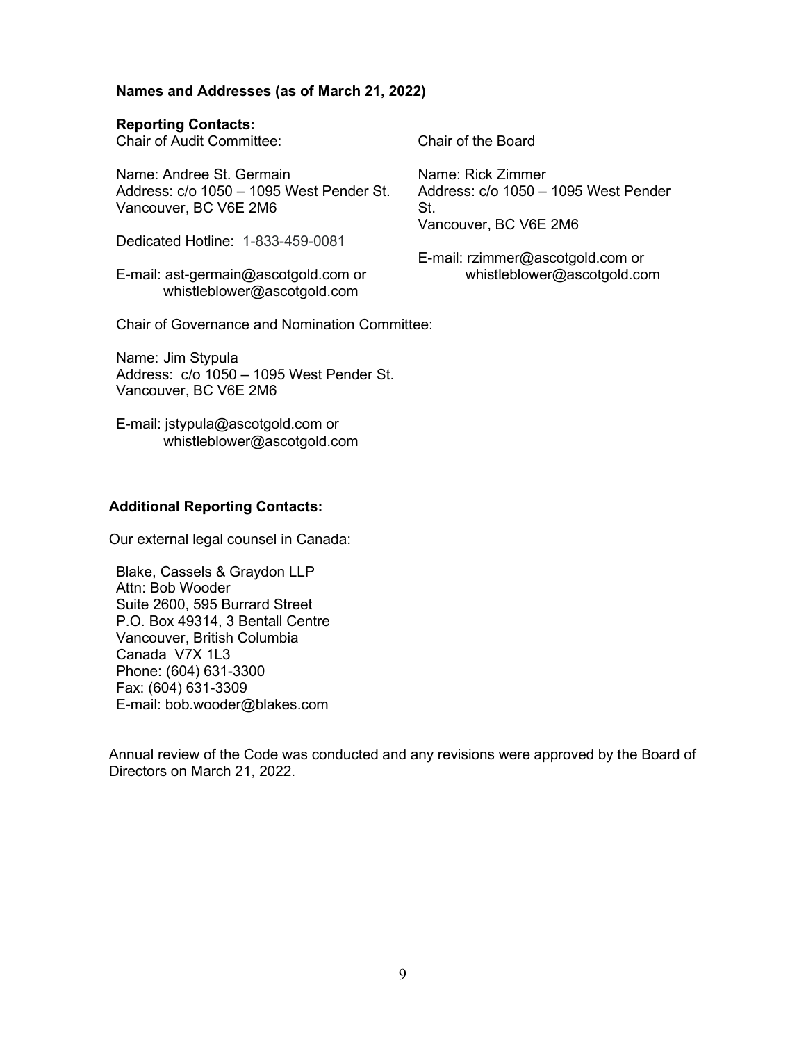**Names and Addresses (as of March 21, 2022)**

**Reporting Contacts:**

Chair of Audit Committee:

Name: Andree St. Germain
Address: c/o 1050 – 1095 West Pender St.
Vancouver, BC V6E 2M6

Dedicated Hotline: 1-833-459-0081

E-mail: ast-germain@ascotgold.com or
whistleblower@ascotgold.com

Chair of the Board

Name: Rick Zimmer
Address: c/o 1050 – 1095 West Pender St.
Vancouver, BC V6E 2M6

E-mail: rzimmer@ascotgold.com or
whistleblower@ascotgold.com

Chair of Governance and Nomination Committee:

Name: Jim Stypula
Address: c/o 1050 – 1095 West Pender St.
Vancouver, BC V6E 2M6

E-mail: jstypula@ascotgold.com or
whistleblower@ascotgold.com

**Additional Reporting Contacts:**

Our external legal counsel in Canada:

Blake, Cassels & Graydon LLP
Attn: Bob Wooder
Suite 2600, 595 Burrard Street
P.O. Box 49314, 3 Bentall Centre
Vancouver, British Columbia
Canada V7X 1L3
Phone: (604) 631-3300
Fax: (604) 631-3309
E-mail: bob.wooder@blakes.com

Annual review of the Code was conducted and any revisions were approved by the Board of Directors on March 21, 2022.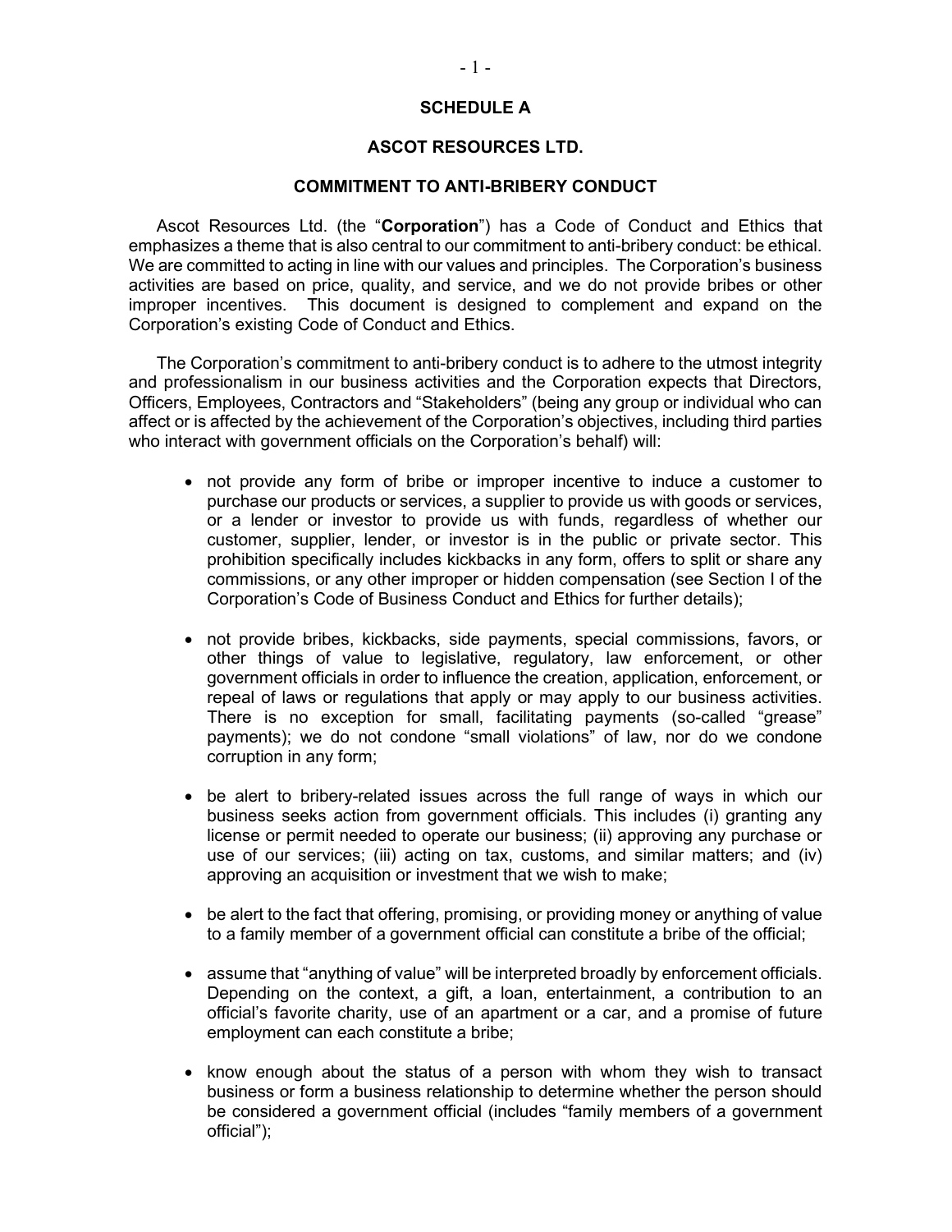# SCHEDULE A

## ASCOT RESOURCES LTD.

## COMMITMENT TO ANTI-BRIBERY CONDUCT

Ascot Resources Ltd. (the "**Corporation**") has a Code of Conduct and Ethics that emphasizes a theme that is also central to our commitment to anti-bribery conduct: be ethical. We are committed to acting in line with our values and principles. The Corporation's business activities are based on price, quality, and service, and we do not provide bribes or other improper incentives. This document is designed to complement and expand on the Corporation's existing Code of Conduct and Ethics.

The Corporation's commitment to anti-bribery conduct is to adhere to the utmost integrity and professionalism in our business activities and the Corporation expects that Directors, Officers, Employees, Contractors and "Stakeholders" (being any group or individual who can affect or is affected by the achievement of the Corporation's objectives, including third parties who interact with government officials on the Corporation's behalf) will:

- not provide any form of bribe or improper incentive to induce a customer to purchase our products or services, a supplier to provide us with goods or services, or a lender or investor to provide us with funds, regardless of whether our customer, supplier, lender, or investor is in the public or private sector. This prohibition specifically includes kickbacks in any form, offers to split or share any commissions, or any other improper or hidden compensation (see Section I of the Corporation's Code of Business Conduct and Ethics for further details);
- not provide bribes, kickbacks, side payments, special commissions, favors, or other things of value to legislative, regulatory, law enforcement, or other government officials in order to influence the creation, application, enforcement, or repeal of laws or regulations that apply or may apply to our business activities. There is no exception for small, facilitating payments (so-called "grease" payments); we do not condone "small violations" of law, nor do we condone corruption in any form;
- be alert to bribery-related issues across the full range of ways in which our business seeks action from government officials. This includes (i) granting any license or permit needed to operate our business; (ii) approving any purchase or use of our services; (iii) acting on tax, customs, and similar matters; and (iv) approving an acquisition or investment that we wish to make;
- be alert to the fact that offering, promising, or providing money or anything of value to a family member of a government official can constitute a bribe of the official;
- assume that "anything of value" will be interpreted broadly by enforcement officials. Depending on the context, a gift, a loan, entertainment, a contribution to an official's favorite charity, use of an apartment or a car, and a promise of future employment can each constitute a bribe;
- know enough about the status of a person with whom they wish to transact business or form a business relationship to determine whether the person should be considered a government official (includes "family members of a government official");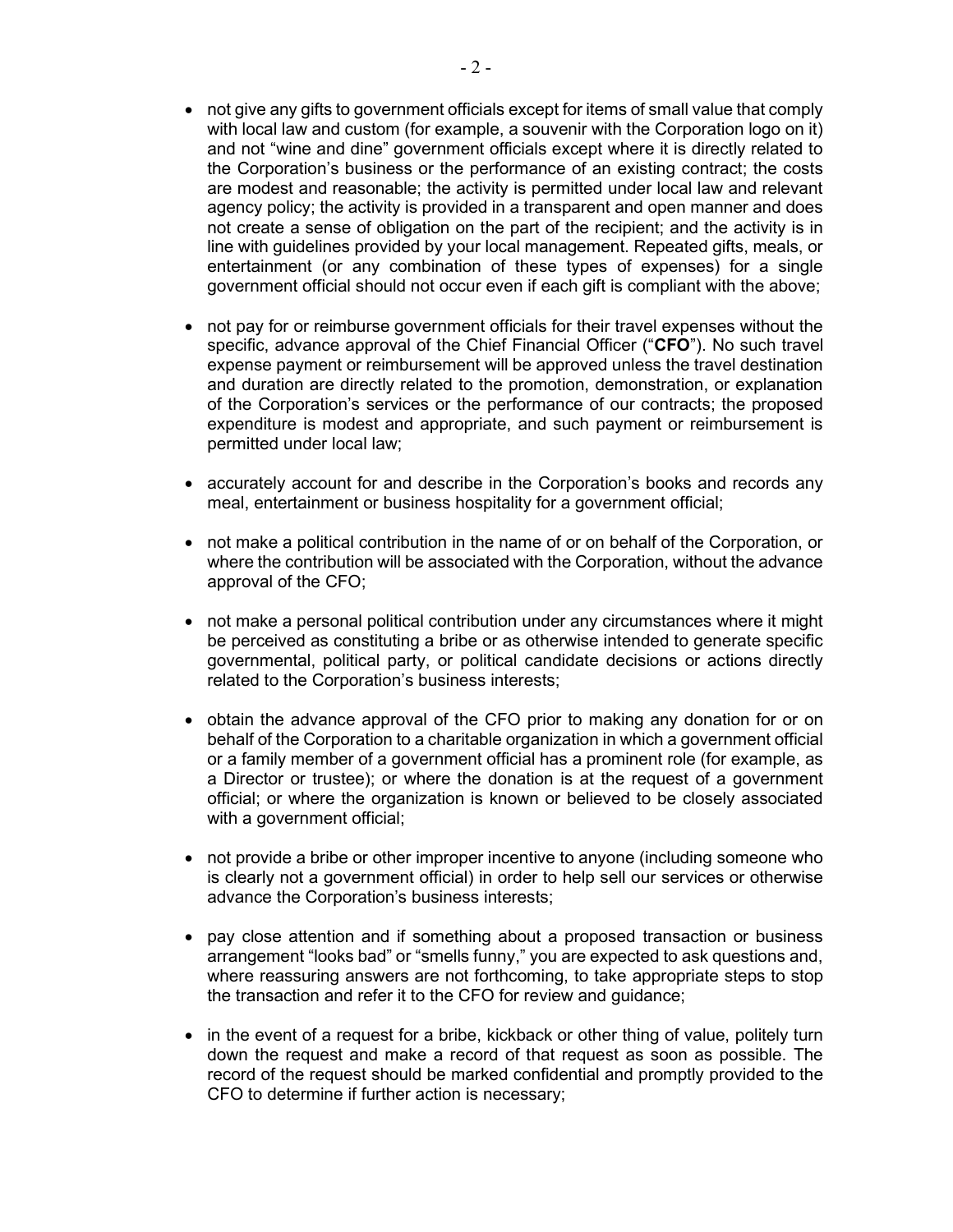- not give any gifts to government officials except for items of small value that comply with local law and custom (for example, a souvenir with the Corporation logo on it) and not "wine and dine" government officials except where it is directly related to the Corporation's business or the performance of an existing contract; the costs are modest and reasonable; the activity is permitted under local law and relevant agency policy; the activity is provided in a transparent and open manner and does not create a sense of obligation on the part of the recipient; and the activity is in line with guidelines provided by your local management. Repeated gifts, meals, or entertainment (or any combination of these types of expenses) for a single government official should not occur even if each gift is compliant with the above;

- not pay for or reimburse government officials for their travel expenses without the specific, advance approval of the Chief Financial Officer ("**CFO**"). No such travel expense payment or reimbursement will be approved unless the travel destination and duration are directly related to the promotion, demonstration, or explanation of the Corporation's services or the performance of our contracts; the proposed expenditure is modest and appropriate, and such payment or reimbursement is permitted under local law;

- accurately account for and describe in the Corporation's books and records any meal, entertainment or business hospitality for a government official;

- not make a political contribution in the name of or on behalf of the Corporation, or where the contribution will be associated with the Corporation, without the advance approval of the CFO;

- not make a personal political contribution under any circumstances where it might be perceived as constituting a bribe or as otherwise intended to generate specific governmental, political party, or political candidate decisions or actions directly related to the Corporation's business interests;

- obtain the advance approval of the CFO prior to making any donation for or on behalf of the Corporation to a charitable organization in which a government official or a family member of a government official has a prominent role (for example, as a Director or trustee); or where the donation is at the request of a government official; or where the organization is known or believed to be closely associated with a government official;

- not provide a bribe or other improper incentive to anyone (including someone who is clearly not a government official) in order to help sell our services or otherwise advance the Corporation's business interests;

- pay close attention and if something about a proposed transaction or business arrangement "looks bad" or "smells funny," you are expected to ask questions and, where reassuring answers are not forthcoming, to take appropriate steps to stop the transaction and refer it to the CFO for review and guidance;

- in the event of a request for a bribe, kickback or other thing of value, politely turn down the request and make a record of that request as soon as possible. The record of the request should be marked confidential and promptly provided to the CFO to determine if further action is necessary;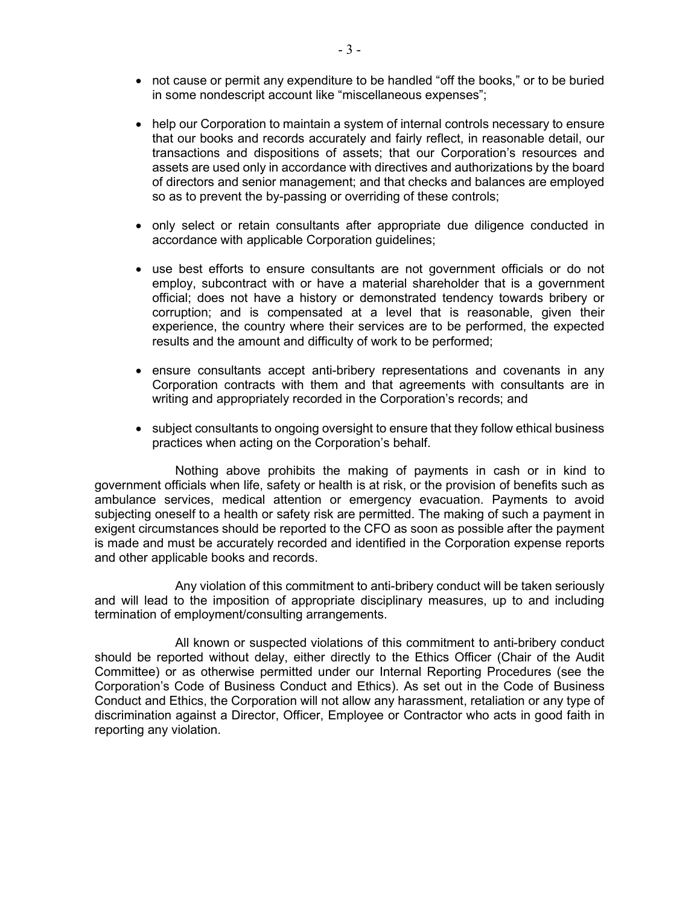- not cause or permit any expenditure to be handled "off the books," or to be buried in some nondescript account like "miscellaneous expenses";

- help our Corporation to maintain a system of internal controls necessary to ensure that our books and records accurately and fairly reflect, in reasonable detail, our transactions and dispositions of assets; that our Corporation's resources and assets are used only in accordance with directives and authorizations by the board of directors and senior management; and that checks and balances are employed so as to prevent the by-passing or overriding of these controls;

- only select or retain consultants after appropriate due diligence conducted in accordance with applicable Corporation guidelines;

- use best efforts to ensure consultants are not government officials or do not employ, subcontract with or have a material shareholder that is a government official; does not have a history or demonstrated tendency towards bribery or corruption; and is compensated at a level that is reasonable, given their experience, the country where their services are to be performed, the expected results and the amount and difficulty of work to be performed;

- ensure consultants accept anti-bribery representations and covenants in any Corporation contracts with them and that agreements with consultants are in writing and appropriately recorded in the Corporation's records; and

- subject consultants to ongoing oversight to ensure that they follow ethical business practices when acting on the Corporation's behalf.

Nothing above prohibits the making of payments in cash or in kind to government officials when life, safety or health is at risk, or the provision of benefits such as ambulance services, medical attention or emergency evacuation. Payments to avoid subjecting oneself to a health or safety risk are permitted. The making of such a payment in exigent circumstances should be reported to the CFO as soon as possible after the payment is made and must be accurately recorded and identified in the Corporation expense reports and other applicable books and records.

Any violation of this commitment to anti-bribery conduct will be taken seriously and will lead to the imposition of appropriate disciplinary measures, up to and including termination of employment/consulting arrangements.

All known or suspected violations of this commitment to anti-bribery conduct should be reported without delay, either directly to the Ethics Officer (Chair of the Audit Committee) or as otherwise permitted under our Internal Reporting Procedures (see the Corporation's Code of Business Conduct and Ethics). As set out in the Code of Business Conduct and Ethics, the Corporation will not allow any harassment, retaliation or any type of discrimination against a Director, Officer, Employee or Contractor who acts in good faith in reporting any violation.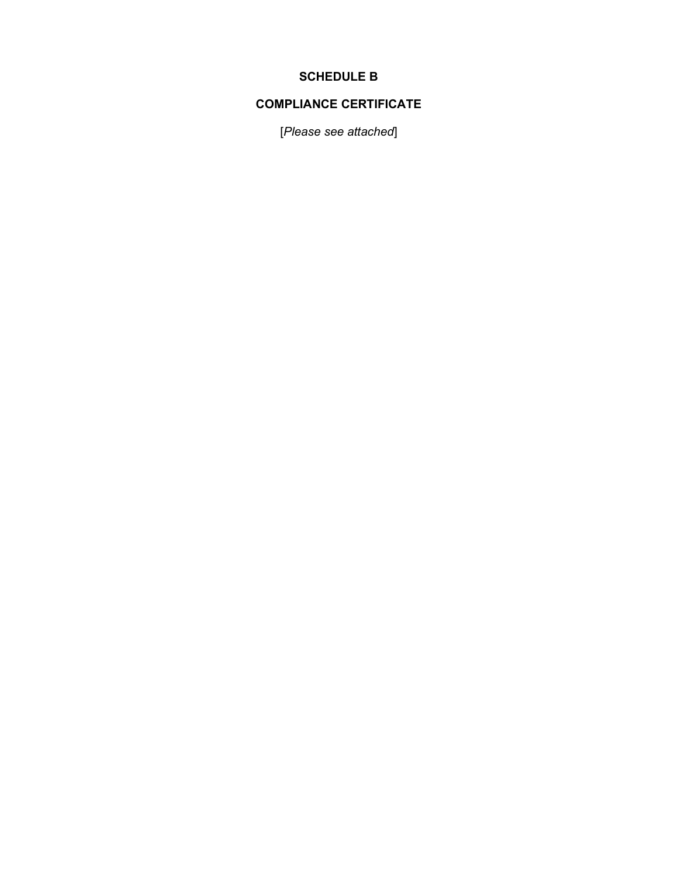# SCHEDULE B

## COMPLIANCE CERTIFICATE

[*Please see attached*]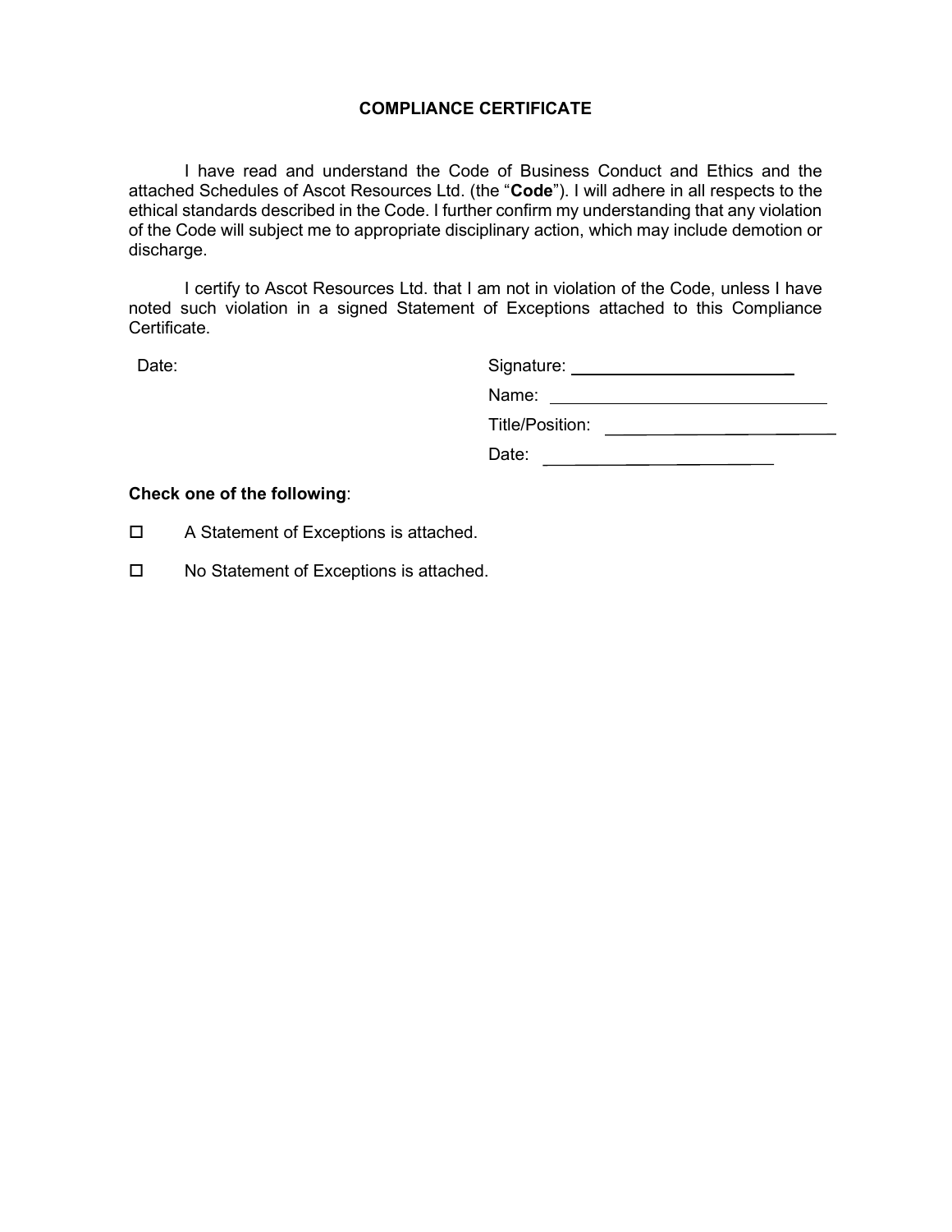# COMPLIANCE CERTIFICATE

I have read and understand the Code of Business Conduct and Ethics and the attached Schedules of Ascot Resources Ltd. (the "**Code**"). I will adhere in all respects to the ethical standards described in the Code. I further confirm my understanding that any violation of the Code will subject me to appropriate disciplinary action, which may include demotion or discharge.

I certify to Ascot Resources Ltd. that I am not in violation of the Code, unless I have noted such violation in a signed Statement of Exceptions attached to this Compliance Certificate.

Date:

Signature: ______________________

Name: ______________________

Title/Position: ______________________

Date: ______________________

**Check one of the following**:

☐ A Statement of Exceptions is attached.

☐ No Statement of Exceptions is attached.